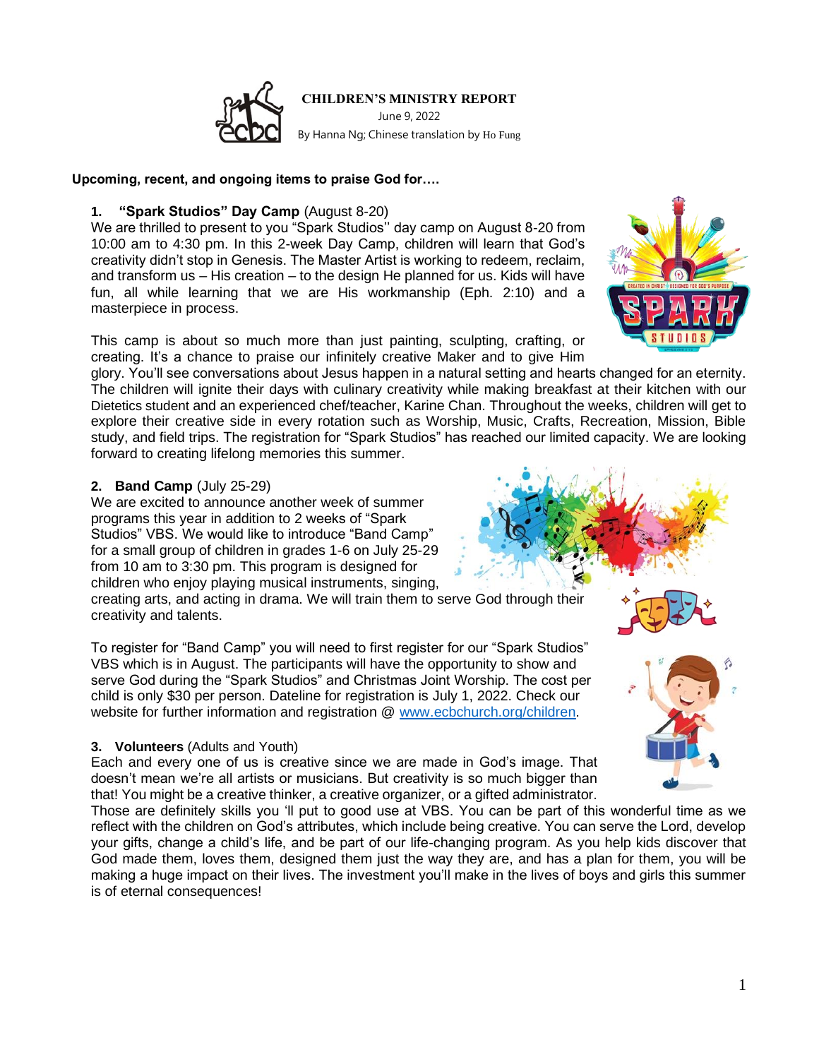# CHILDREN'S MINISTRY REPORT

June 9, 2022

By Hanna Ng; Chinese translation by Ho Fung

**Upcoming, recent, and ongoing items to praise God for….**

1. **"Spark Studios" Day Camp** (August 8-20)

We are thrilled to present to you "Spark Studios'' day camp on August 8-20 from 10:00 am to 4:30 pm. In this 2-week Day Camp, children will learn that God's creativity didn't stop in Genesis. The Master Artist is working to redeem, reclaim, and transform us – His creation – to the design He planned for us. Kids will have fun, all while learning that we are His workmanship (Eph. 2:10) and a masterpiece in process.

This camp is about so much more than just painting, sculpting, crafting, or creating. It's a chance to praise our infinitely creative Maker and to give Him glory. You'll see conversations about Jesus happen in a natural setting and hearts changed for an eternity. The children will ignite their days with culinary creativity while making breakfast at their kitchen with our Dietetics student and an experienced chef/teacher, Karine Chan. Throughout the weeks, children will get to explore their creative side in every rotation such as Worship, Music, Crafts, Recreation, Mission, Bible study, and field trips. The registration for "Spark Studios" has reached our limited capacity. We are looking forward to creating lifelong memories this summer.

2. **Band Camp** (July 25-29)

We are excited to announce another week of summer programs this year in addition to 2 weeks of "Spark Studios" VBS. We would like to introduce "Band Camp" for a small group of children in grades 1-6 on July 25-29 from 10 am to 3:30 pm. This program is designed for children who enjoy playing musical instruments, singing, creating arts, and acting in drama. We will train them to serve God through their creativity and talents.

To register for "Band Camp" you will need to first register for our "Spark Studios" VBS which is in August. The participants will have the opportunity to show and serve God during the "Spark Studios" and Christmas Joint Worship. The cost per child is only $30 per person. Dateline for registration is July 1, 2022. Check our website for further information and registration @ [www.ecbchurch.org/children](http://www.ecbchurch.org/children).

3. **Volunteers** (Adults and Youth)

Each and every one of us is creative since we are made in God's image. That doesn't mean we're all artists or musicians. But creativity is so much bigger than that! You might be a creative thinker, a creative organizer, or a gifted administrator. Those are definitely skills you 'll put to good use at VBS. You can be part of this wonderful time as we reflect with the children on God's attributes, which include being creative. You can serve the Lord, develop your gifts, change a child's life, and be part of our life-changing program. As you help kids discover that God made them, loves them, designed them just the way they are, and has a plan for them, you will be making a huge impact on their lives. The investment you'll make in the lives of boys and girls this summer is of eternal consequences!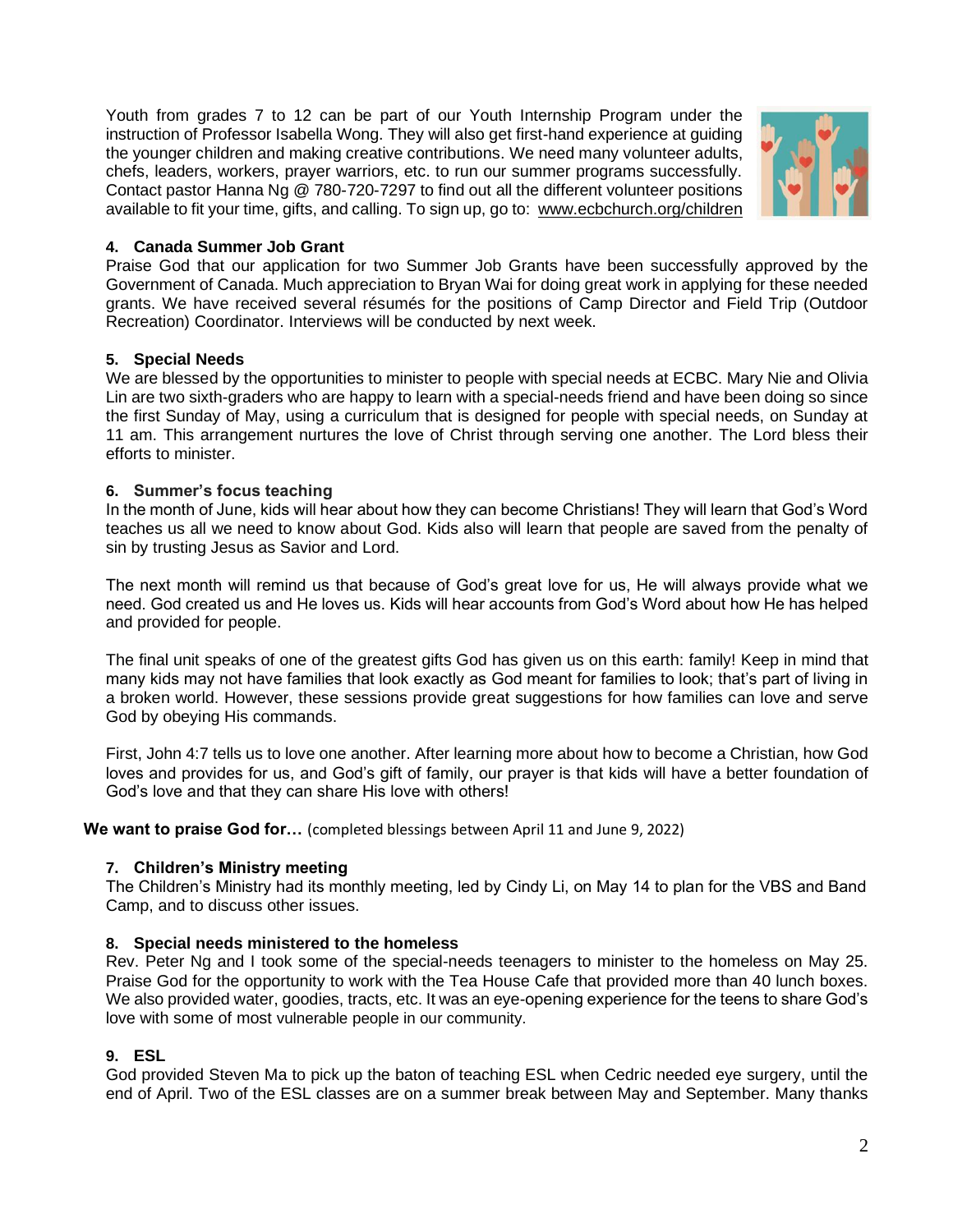Youth from grades 7 to 12 can be part of our Youth Internship Program under the instruction of Professor Isabella Wong. They will also get first-hand experience at guiding the younger children and making creative contributions. We need many volunteer adults, chefs, leaders, workers, prayer warriors, etc. to run our summer programs successfully. Contact pastor Hanna Ng @ 780-720-7297 to find out all the different volunteer positions available to fit your time, gifts, and calling. To sign up, go to: www.ecbchurch.org/children

### 4. Canada Summer Job Grant

Praise God that our application for two Summer Job Grants have been successfully approved by the Government of Canada. Much appreciation to Bryan Wai for doing great work in applying for these needed grants. We have received several résumés for the positions of Camp Director and Field Trip (Outdoor Recreation) Coordinator. Interviews will be conducted by next week.

### 5. Special Needs

We are blessed by the opportunities to minister to people with special needs at ECBC. Mary Nie and Olivia Lin are two sixth-graders who are happy to learn with a special-needs friend and have been doing so since the first Sunday of May, using a curriculum that is designed for people with special needs, on Sunday at 11 am. This arrangement nurtures the love of Christ through serving one another. The Lord bless their efforts to minister.

### 6. Summer's focus teaching

In the month of June, kids will hear about how they can become Christians! They will learn that God's Word teaches us all we need to know about God. Kids also will learn that people are saved from the penalty of sin by trusting Jesus as Savior and Lord.

The next month will remind us that because of God's great love for us, He will always provide what we need. God created us and He loves us. Kids will hear accounts from God's Word about how He has helped and provided for people.

The final unit speaks of one of the greatest gifts God has given us on this earth: family! Keep in mind that many kids may not have families that look exactly as God meant for families to look; that's part of living in a broken world. However, these sessions provide great suggestions for how families can love and serve God by obeying His commands.

First, John 4:7 tells us to love one another. After learning more about how to become a Christian, how God loves and provides for us, and God's gift of family, our prayer is that kids will have a better foundation of God's love and that they can share His love with others!

**We want to praise God for…** (completed blessings between April 11 and June 9, 2022)

### 7. Children's Ministry meeting

The Children's Ministry had its monthly meeting, led by Cindy Li, on May 14 to plan for the VBS and Band Camp, and to discuss other issues.

### 8. Special needs ministered to the homeless

Rev. Peter Ng and I took some of the special-needs teenagers to minister to the homeless on May 25. Praise God for the opportunity to work with the Tea House Cafe that provided more than 40 lunch boxes. We also provided water, goodies, tracts, etc. It was an eye-opening experience for the teens to share God's love with some of most vulnerable people in our community.

### 9. ESL

God provided Steven Ma to pick up the baton of teaching ESL when Cedric needed eye surgery, until the end of April. Two of the ESL classes are on a summer break between May and September. Many thanks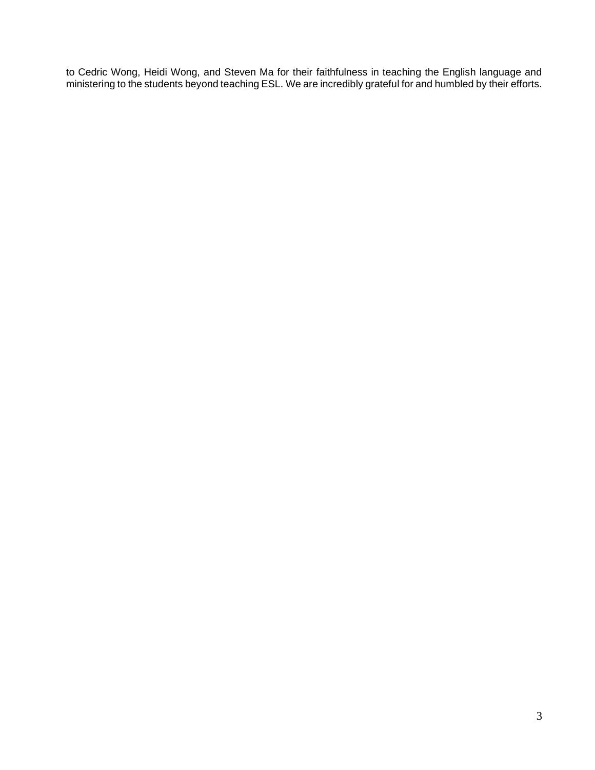to Cedric Wong, Heidi Wong, and Steven Ma for their faithfulness in teaching the English language and ministering to the students beyond teaching ESL. We are incredibly grateful for and humbled by their efforts.